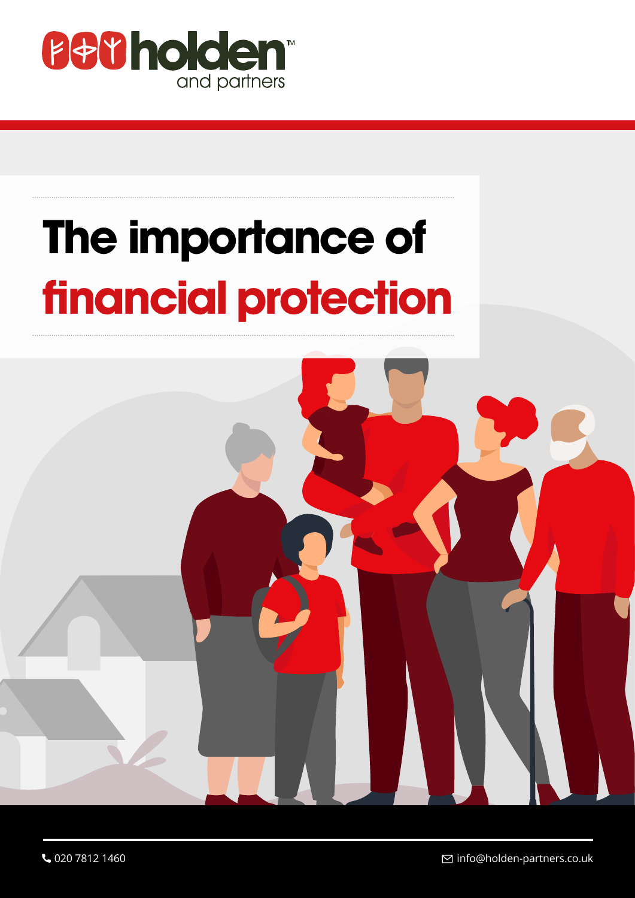holden and partners™

# The importance of financial protection

020 7812 1460

info@holden-partners.co.uk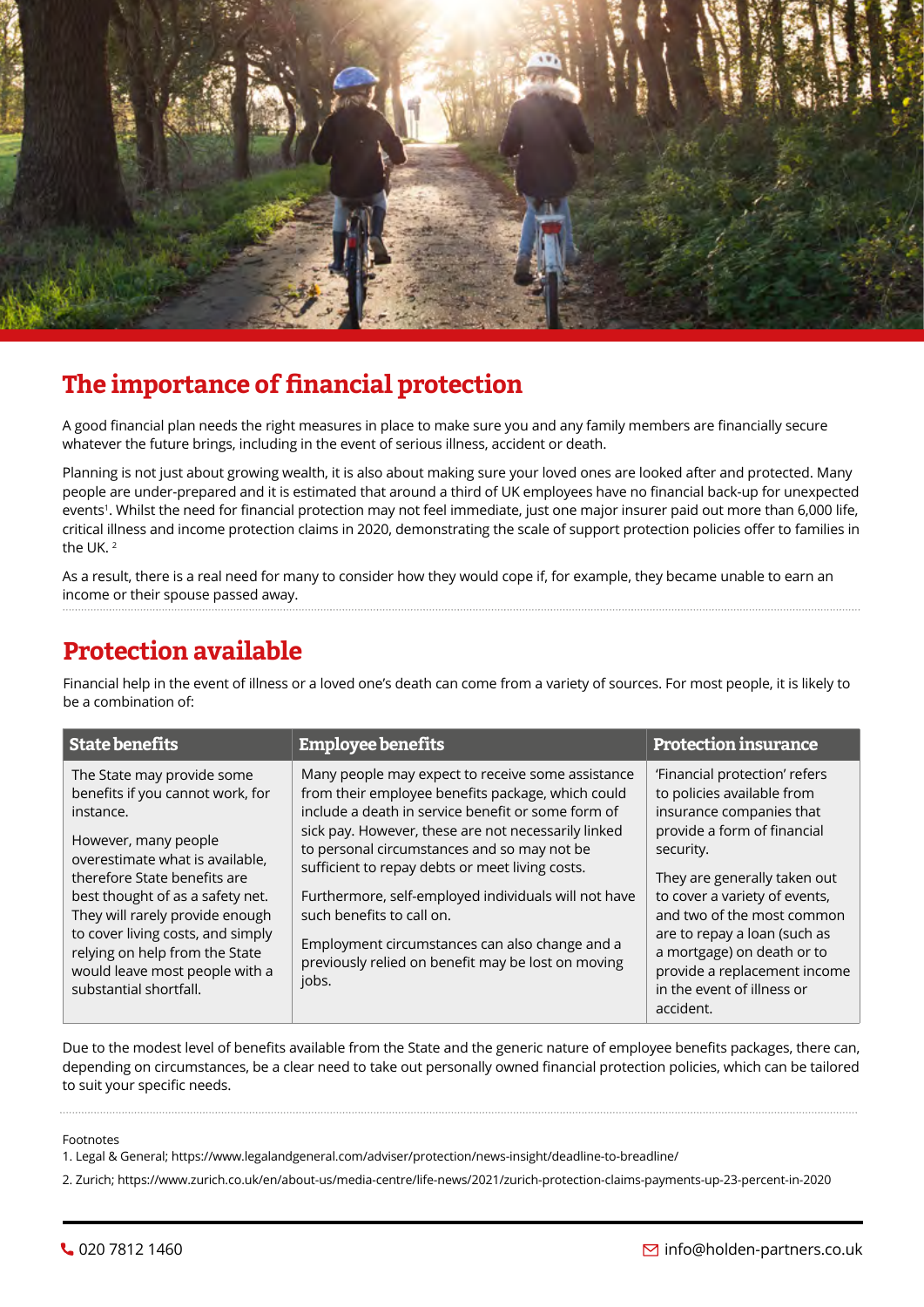## The importance of financial protection

A good financial plan needs the right measures in place to make sure you and any family members are financially secure whatever the future brings, including in the event of serious illness, accident or death.

Planning is not just about growing wealth, it is also about making sure your loved ones are looked after and protected. Many people are under-prepared and it is estimated that around a third of UK employees have no financial back-up for unexpected events[1]. Whilst the need for financial protection may not feel immediate, just one major insurer paid out more than 6,000 life, critical illness and income protection claims in 2020, demonstrating the scale of support protection policies offer to families in the UK. [2]

As a result, there is a real need for many to consider how they would cope if, for example, they became unable to earn an income or their spouse passed away.

## Protection available

Financial help in the event of illness or a loved one's death can come from a variety of sources. For most people, it is likely to be a combination of:

| State benefits | Employee benefits | Protection insurance |
|---|---|---|
| The State may provide some benefits if you cannot work, for instance.<br><br>However, many people overestimate what is available, therefore State benefits are best thought of as a safety net. They will rarely provide enough to cover living costs, and simply relying on help from the State would leave most people with a substantial shortfall. | Many people may expect to receive some assistance from their employee benefits package, which could include a death in service benefit or some form of sick pay. However, these are not necessarily linked to personal circumstances and so may not be sufficient to repay debts or meet living costs.<br><br>Furthermore, self-employed individuals will not have such benefits to call on.<br><br>Employment circumstances can also change and a previously relied on benefit may be lost on moving jobs. | 'Financial protection' refers to policies available from insurance companies that provide a form of financial security.<br><br>They are generally taken out to cover a variety of events, and two of the most common are to repay a loan (such as a mortgage) on death or to provide a replacement income in the event of illness or accident. |

Due to the modest level of benefits available from the State and the generic nature of employee benefits packages, there can, depending on circumstances, be a clear need to take out personally owned financial protection policies, which can be tailored to suit your specific needs.

Footnotes

1. Legal & General; https://www.legalandgeneral.com/adviser/protection/news-insight/deadline-to-breadline/
2. Zurich; https://www.zurich.co.uk/en/about-us/media-centre/life-news/2021/zurich-protection-claims-payments-up-23-percent-in-2020

020 7812 1460 info@holden-partners.co.uk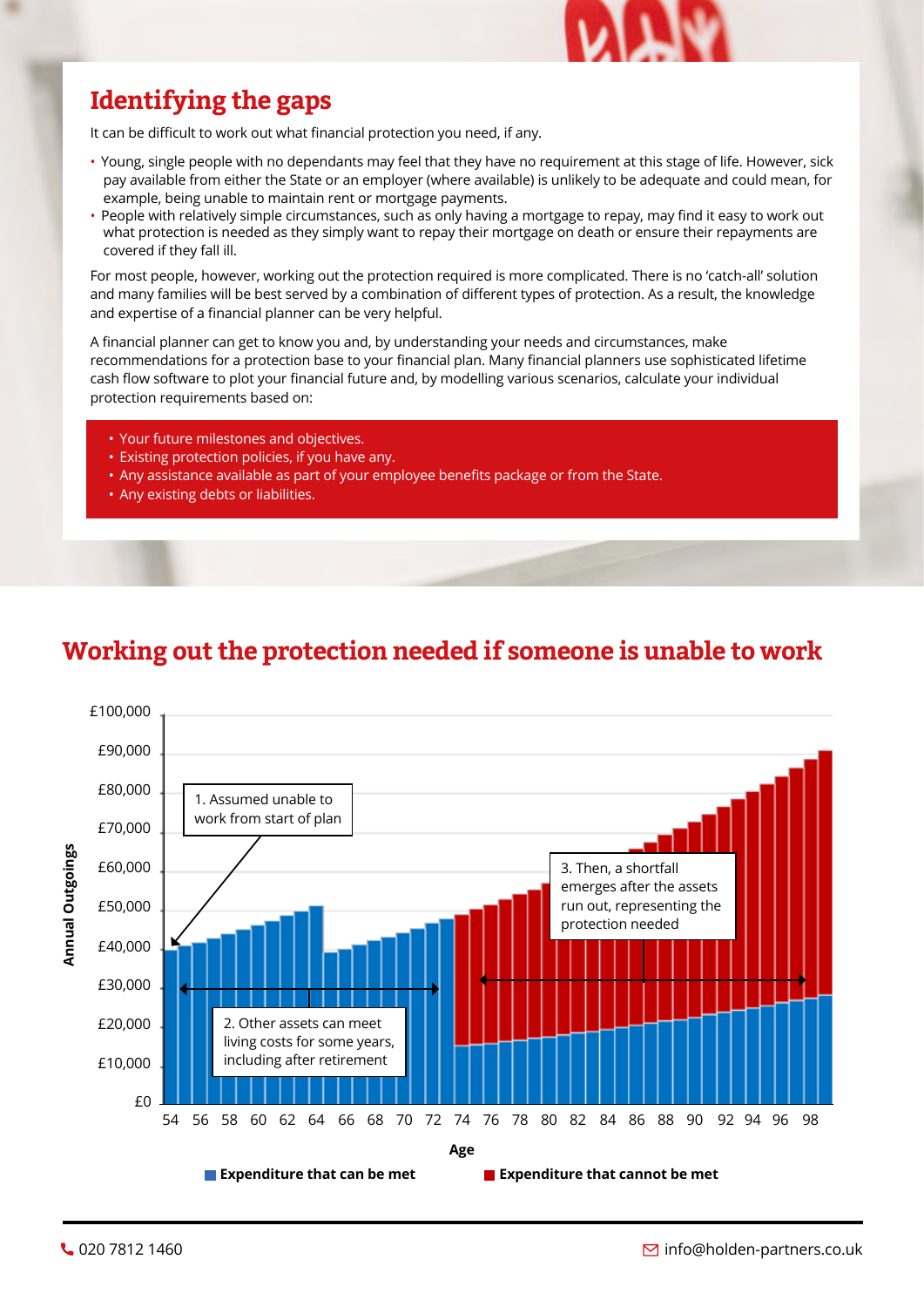# Identifying the gaps

It can be difficult to work out what financial protection you need, if any.

- Young, single people with no dependants may feel that they have no requirement at this stage of life. However, sick pay available from either the State or an employer (where available) is unlikely to be adequate and could mean, for example, being unable to maintain rent or mortgage payments.
- People with relatively simple circumstances, such as only having a mortgage to repay, may find it easy to work out what protection is needed as they simply want to repay their mortgage on death or ensure their repayments are covered if they fall ill.

For most people, however, working out the protection required is more complicated. There is no 'catch-all' solution and many families will be best served by a combination of different types of protection. As a result, the knowledge and expertise of a financial planner can be very helpful.

A financial planner can get to know you and, by understanding your needs and circumstances, make recommendations for a protection base to your financial plan. Many financial planners use sophisticated lifetime cash flow software to plot your financial future and, by modelling various scenarios, calculate your individual protection requirements based on:

- Your future milestones and objectives.
- Existing protection policies, if you have any.
- Any assistance available as part of your employee benefits package or from the State.
- Any existing debts or liabilities.

## Working out the protection needed if someone is unable to work

Annual Outgoings (£0 – £100,000) by Age (54 – 98)

1. Assumed unable to work from start of plan
2. Other assets can meet living costs for some years, including after retirement
3. Then, a shortfall emerges after the assets run out, representing the protection needed

■ Expenditure that can be met ■ Expenditure that cannot be met

020 7812 1460

info@holden-partners.co.uk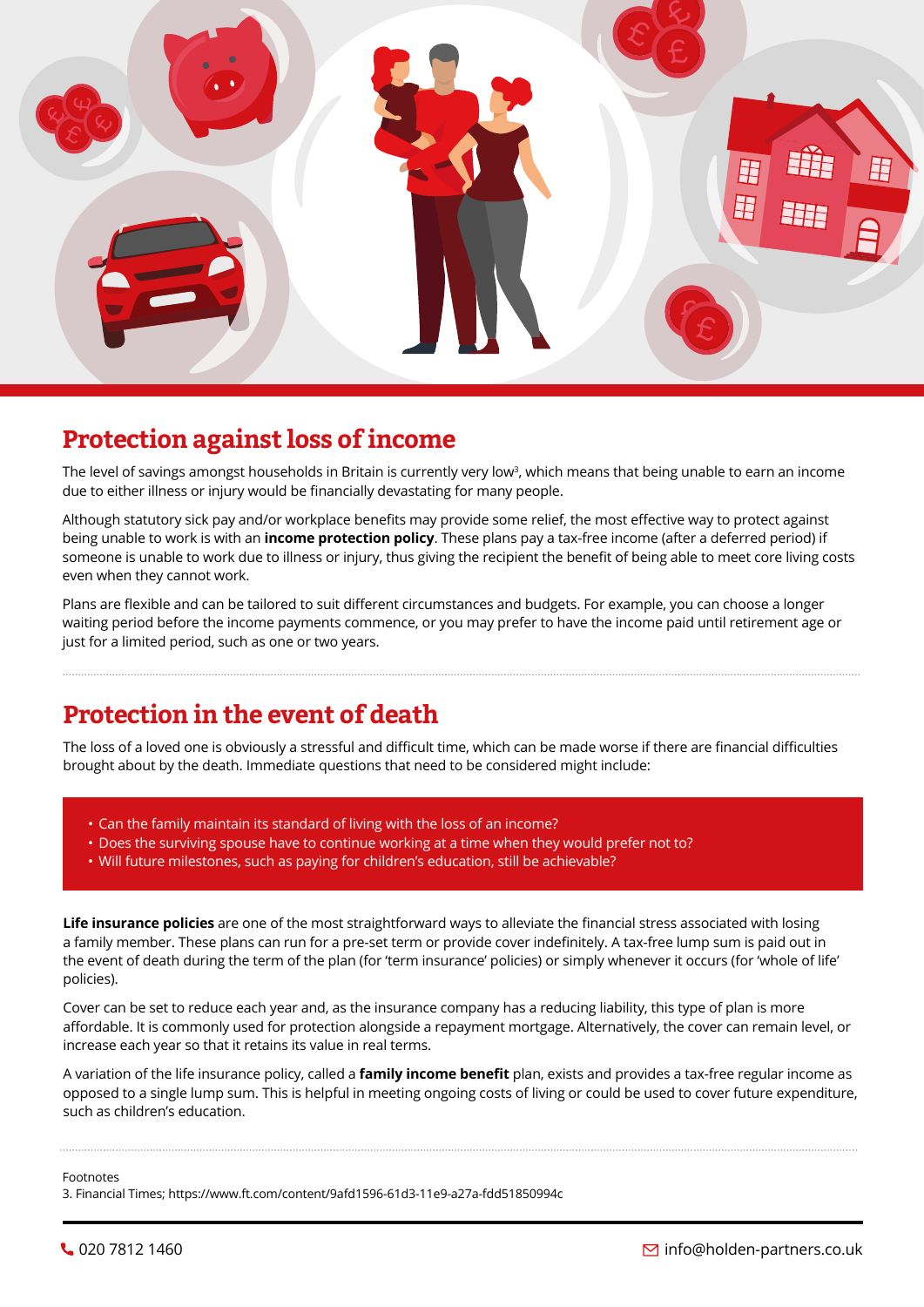## Protection against loss of income

The level of savings amongst households in Britain is currently very low[3], which means that being unable to earn an income due to either illness or injury would be financially devastating for many people.

Although statutory sick pay and/or workplace benefits may provide some relief, the most effective way to protect against being unable to work is with an **income protection policy**. These plans pay a tax-free income (after a deferred period) if someone is unable to work due to illness or injury, thus giving the recipient the benefit of being able to meet core living costs even when they cannot work.

Plans are flexible and can be tailored to suit different circumstances and budgets. For example, you can choose a longer waiting period before the income payments commence, or you may prefer to have the income paid until retirement age or just for a limited period, such as one or two years.

## Protection in the event of death

The loss of a loved one is obviously a stressful and difficult time, which can be made worse if there are financial difficulties brought about by the death. Immediate questions that need to be considered might include:

- Can the family maintain its standard of living with the loss of an income?
- Does the surviving spouse have to continue working at a time when they would prefer not to?
- Will future milestones, such as paying for children's education, still be achievable?

**Life insurance policies** are one of the most straightforward ways to alleviate the financial stress associated with losing a family member. These plans can run for a pre-set term or provide cover indefinitely. A tax-free lump sum is paid out in the event of death during the term of the plan (for 'term insurance' policies) or simply whenever it occurs (for 'whole of life' policies).

Cover can be set to reduce each year and, as the insurance company has a reducing liability, this type of plan is more affordable. It is commonly used for protection alongside a repayment mortgage. Alternatively, the cover can remain level, or increase each year so that it retains its value in real terms.

A variation of the life insurance policy, called a **family income benefit** plan, exists and provides a tax-free regular income as opposed to a single lump sum. This is helpful in meeting ongoing costs of living or could be used to cover future expenditure, such as children's education.

Footnotes
3. Financial Times; https://www.ft.com/content/9afd1596-61d3-11e9-a27a-fdd51850994c

020 7812 1460 info@holden-partners.co.uk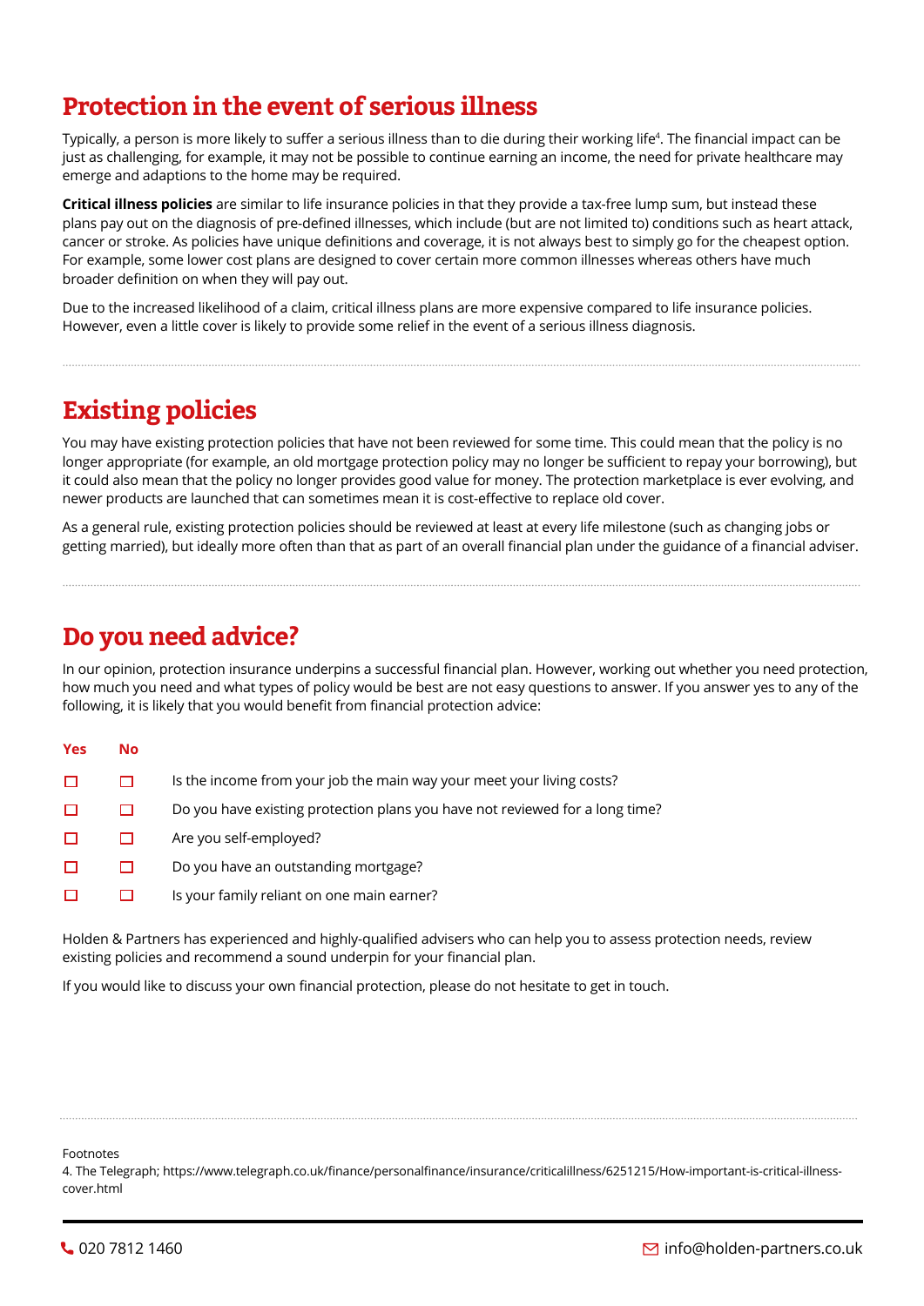## Protection in the event of serious illness

Typically, a person is more likely to suffer a serious illness than to die during their working life[4]. The financial impact can be just as challenging, for example, it may not be possible to continue earning an income, the need for private healthcare may emerge and adaptions to the home may be required.

**Critical illness policies** are similar to life insurance policies in that they provide a tax-free lump sum, but instead these plans pay out on the diagnosis of pre-defined illnesses, which include (but are not limited to) conditions such as heart attack, cancer or stroke. As policies have unique definitions and coverage, it is not always best to simply go for the cheapest option. For example, some lower cost plans are designed to cover certain more common illnesses whereas others have much broader definition on when they will pay out.

Due to the increased likelihood of a claim, critical illness plans are more expensive compared to life insurance policies. However, even a little cover is likely to provide some relief in the event of a serious illness diagnosis.

## Existing policies

You may have existing protection policies that have not been reviewed for some time. This could mean that the policy is no longer appropriate (for example, an old mortgage protection policy may no longer be sufficient to repay your borrowing), but it could also mean that the policy no longer provides good value for money. The protection marketplace is ever evolving, and newer products are launched that can sometimes mean it is cost-effective to replace old cover.

As a general rule, existing protection policies should be reviewed at least at every life milestone (such as changing jobs or getting married), but ideally more often than that as part of an overall financial plan under the guidance of a financial adviser.

## Do you need advice?

In our opinion, protection insurance underpins a successful financial plan. However, working out whether you need protection, how much you need and what types of policy would be best are not easy questions to answer. If you answer yes to any of the following, it is likely that you would benefit from financial protection advice:

| Yes | No | |
|---|---|---|
| ☐ | ☐ | Is the income from your job the main way your meet your living costs? |
| ☐ | ☐ | Do you have existing protection plans you have not reviewed for a long time? |
| ☐ | ☐ | Are you self-employed? |
| ☐ | ☐ | Do you have an outstanding mortgage? |
| ☐ | ☐ | Is your family reliant on one main earner? |

Holden & Partners has experienced and highly-qualified advisers who can help you to assess protection needs, review existing policies and recommend a sound underpin for your financial plan.

If you would like to discuss your own financial protection, please do not hesitate to get in touch.

Footnotes

4. The Telegraph; https://www.telegraph.co.uk/finance/personalfinance/insurance/criticalillness/6251215/How-important-is-critical-illness-cover.html

020 7812 1460

info@holden-partners.co.uk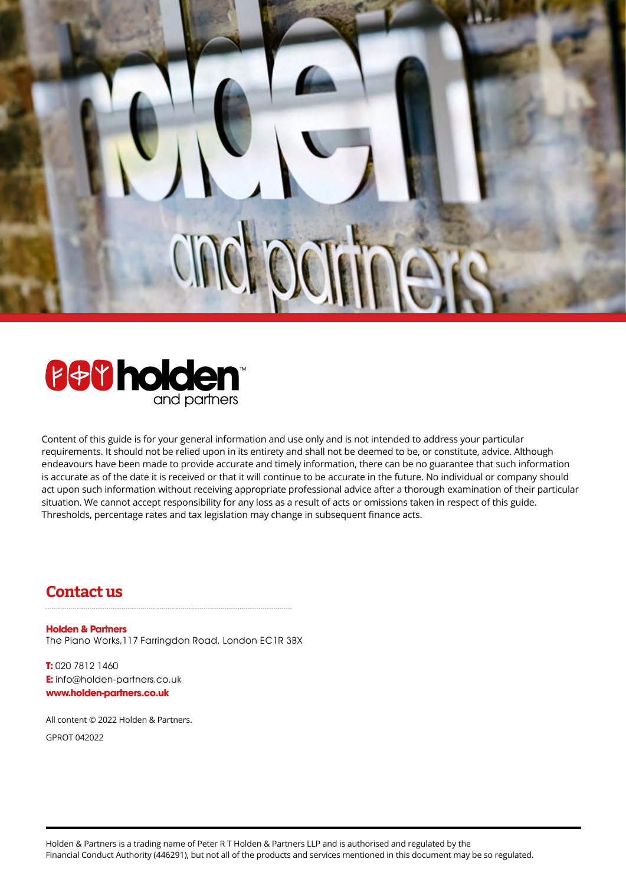Content of this guide is for your general information and use only and is not intended to address your particular requirements. It should not be relied upon in its entirety and shall not be deemed to be, or constitute, advice. Although endeavours have been made to provide accurate and timely information, there can be no guarantee that such information is accurate as of the date it is received or that it will continue to be accurate in the future. No individual or company should act upon such information without receiving appropriate professional advice after a thorough examination of their particular situation. We cannot accept responsibility for any loss as a result of acts or omissions taken in respect of this guide. Thresholds, percentage rates and tax legislation may change in subsequent finance acts.

## Contact us

**Holden & Partners**
The Piano Works,117 Farringdon Road, London EC1R 3BX

**T:** 020 7812 1460
**E:** info@holden-partners.co.uk
**www.holden-partners.co.uk**

All content © 2022 Holden & Partners.

GPROT 042022

Holden & Partners is a trading name of Peter R T Holden & Partners LLP and is authorised and regulated by the Financial Conduct Authority (446291), but not all of the products and services mentioned in this document may be so regulated.